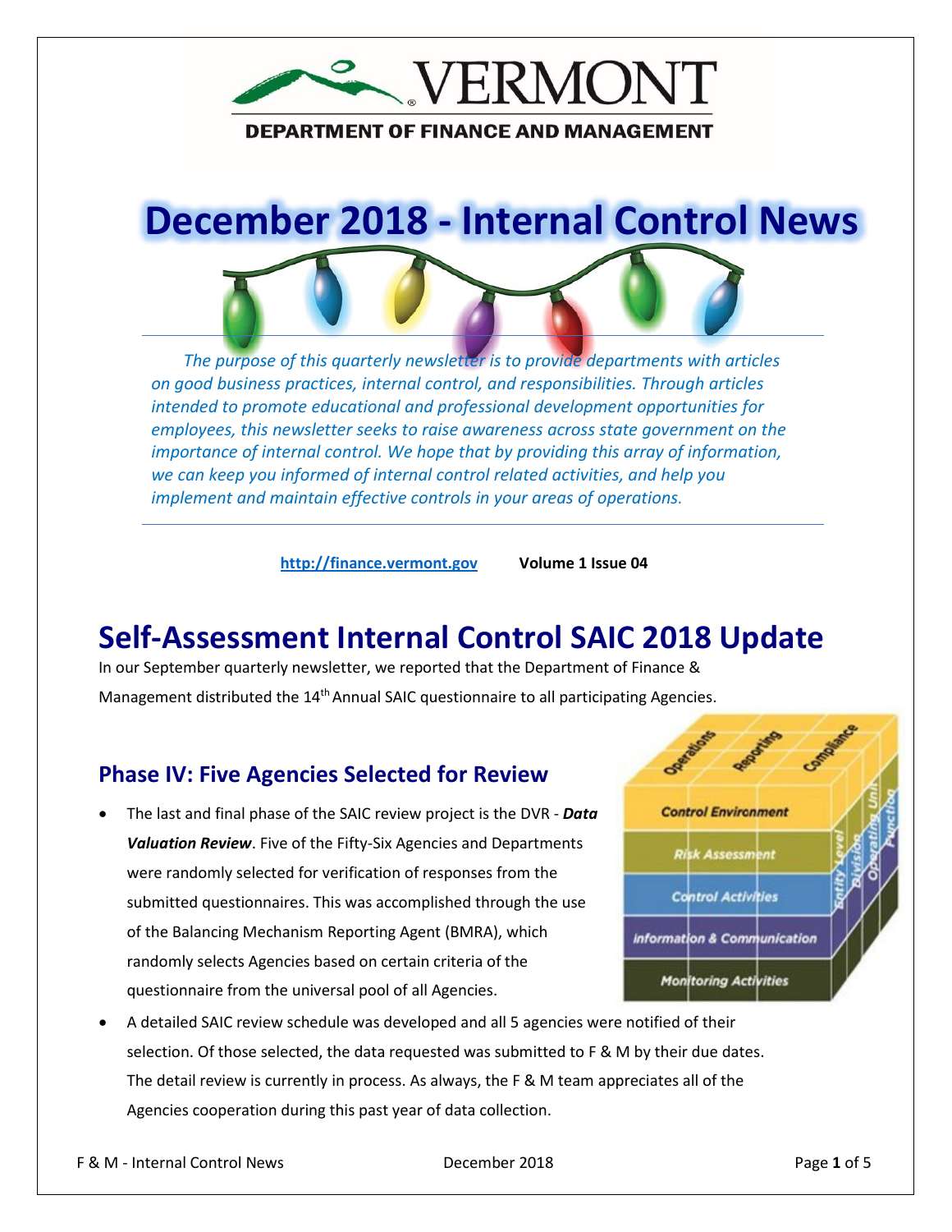VERMONT

DEPARTMENT OF FINANCE AND MANAGEMENT

# December 2018 - Internal Control News

*The purpose of this quarterly newsletter is to provide departments with articles on good business practices, internal control, and responsibilities. Through articles intended to promote educational and professional development opportunities for employees, this newsletter seeks to raise awareness across state government on the importance of internal control. We hope that by providing this array of information, we can keep you informed of internal control related activities, and help you implement and maintain effective controls in your areas of operations.*

http://finance.vermont.gov **Volume 1 Issue 04**

# Self-Assessment Internal Control SAIC 2018 Update

In our September quarterly newsletter, we reported that the Department of Finance & Management distributed the 14th Annual SAIC questionnaire to all participating Agencies.

## Phase IV: Five Agencies Selected for Review

- The last and final phase of the SAIC review project is the DVR - ***Data Valuation Review***. Five of the Fifty-Six Agencies and Departments were randomly selected for verification of responses from the submitted questionnaires. This was accomplished through the use of the Balancing Mechanism Reporting Agent (BMRA), which randomly selects Agencies based on certain criteria of the questionnaire from the universal pool of all Agencies.
- A detailed SAIC review schedule was developed and all 5 agencies were notified of their selection. Of those selected, the data requested was submitted to F & M by their due dates. The detail review is currently in process. As always, the F & M team appreciates all of the Agencies cooperation during this past year of data collection.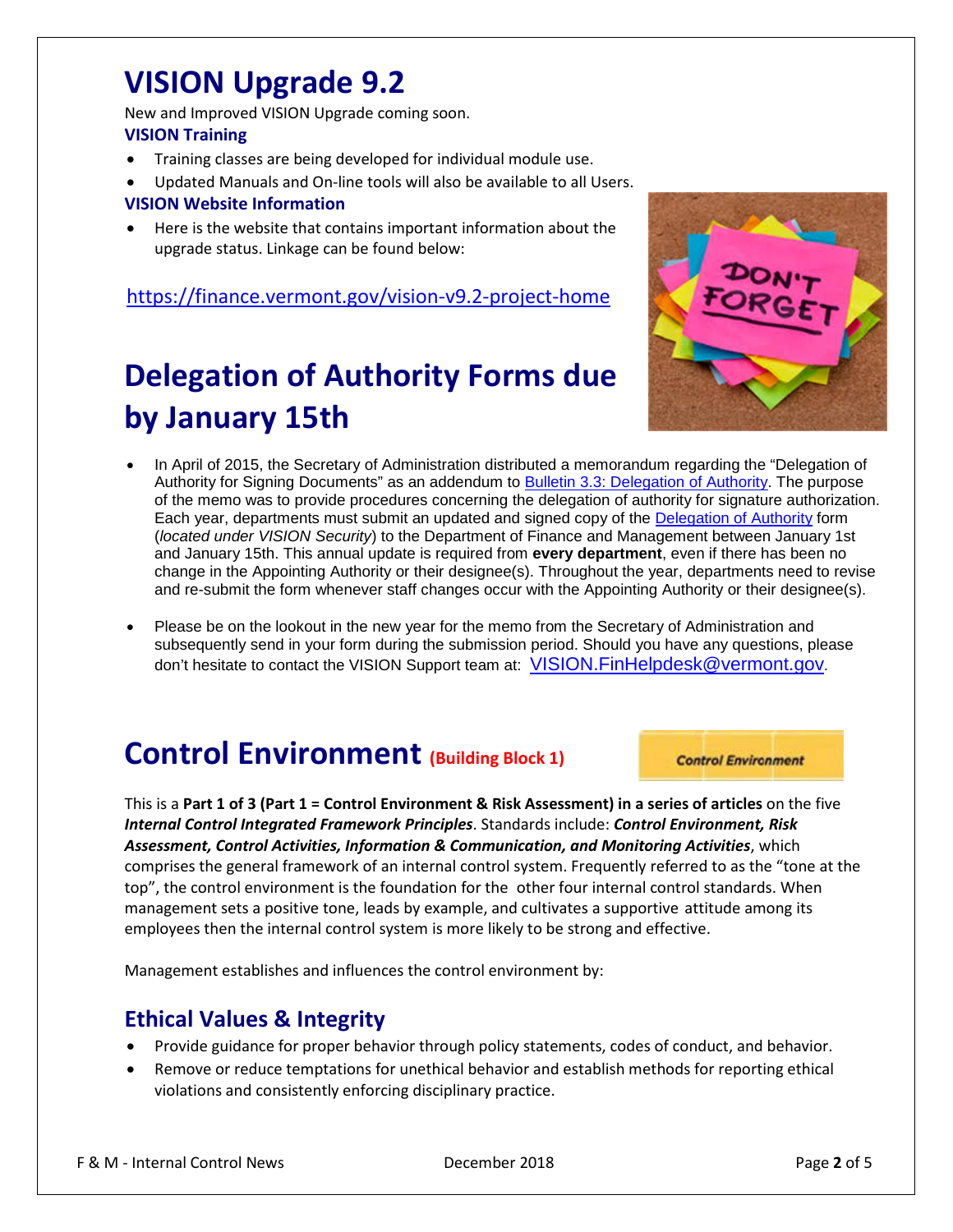# VISION Upgrade 9.2

New and Improved VISION Upgrade coming soon.

### VISION Training

- Training classes are being developed for individual module use.
- Updated Manuals and On-line tools will also be available to all Users.

### VISION Website Information

- Here is the website that contains important information about the upgrade status. Linkage can be found below:

https://finance.vermont.gov/vision-v9.2-project-home

# Delegation of Authority Forms due by January 15th

- In April of 2015, the Secretary of Administration distributed a memorandum regarding the "Delegation of Authority for Signing Documents" as an addendum to Bulletin 3.3: Delegation of Authority. The purpose of the memo was to provide procedures concerning the delegation of authority for signature authorization. Each year, departments must submit an updated and signed copy of the Delegation of Authority form (*located under VISION Security*) to the Department of Finance and Management between January 1st and January 15th. This annual update is required from **every department**, even if there has been no change in the Appointing Authority or their designee(s). Throughout the year, departments need to revise and re-submit the form whenever staff changes occur with the Appointing Authority or their designee(s).
- Please be on the lookout in the new year for the memo from the Secretary of Administration and subsequently send in your form during the submission period. Should you have any questions, please don't hesitate to contact the VISION Support team at: VISION.FinHelpdesk@vermont.gov.

# Control Environment (Building Block 1)

Control Environment

This is a **Part 1 of 3 (Part 1 = Control Environment & Risk Assessment) in a series of articles** on the five ***Internal Control Integrated Framework Principles***. Standards include: ***Control Environment, Risk Assessment, Control Activities, Information & Communication, and Monitoring Activities***, which comprises the general framework of an internal control system. Frequently referred to as the "tone at the top", the control environment is the foundation for the other four internal control standards. When management sets a positive tone, leads by example, and cultivates a supportive attitude among its employees then the internal control system is more likely to be strong and effective.

Management establishes and influences the control environment by:

## Ethical Values & Integrity

- Provide guidance for proper behavior through policy statements, codes of conduct, and behavior.
- Remove or reduce temptations for unethical behavior and establish methods for reporting ethical violations and consistently enforcing disciplinary practice.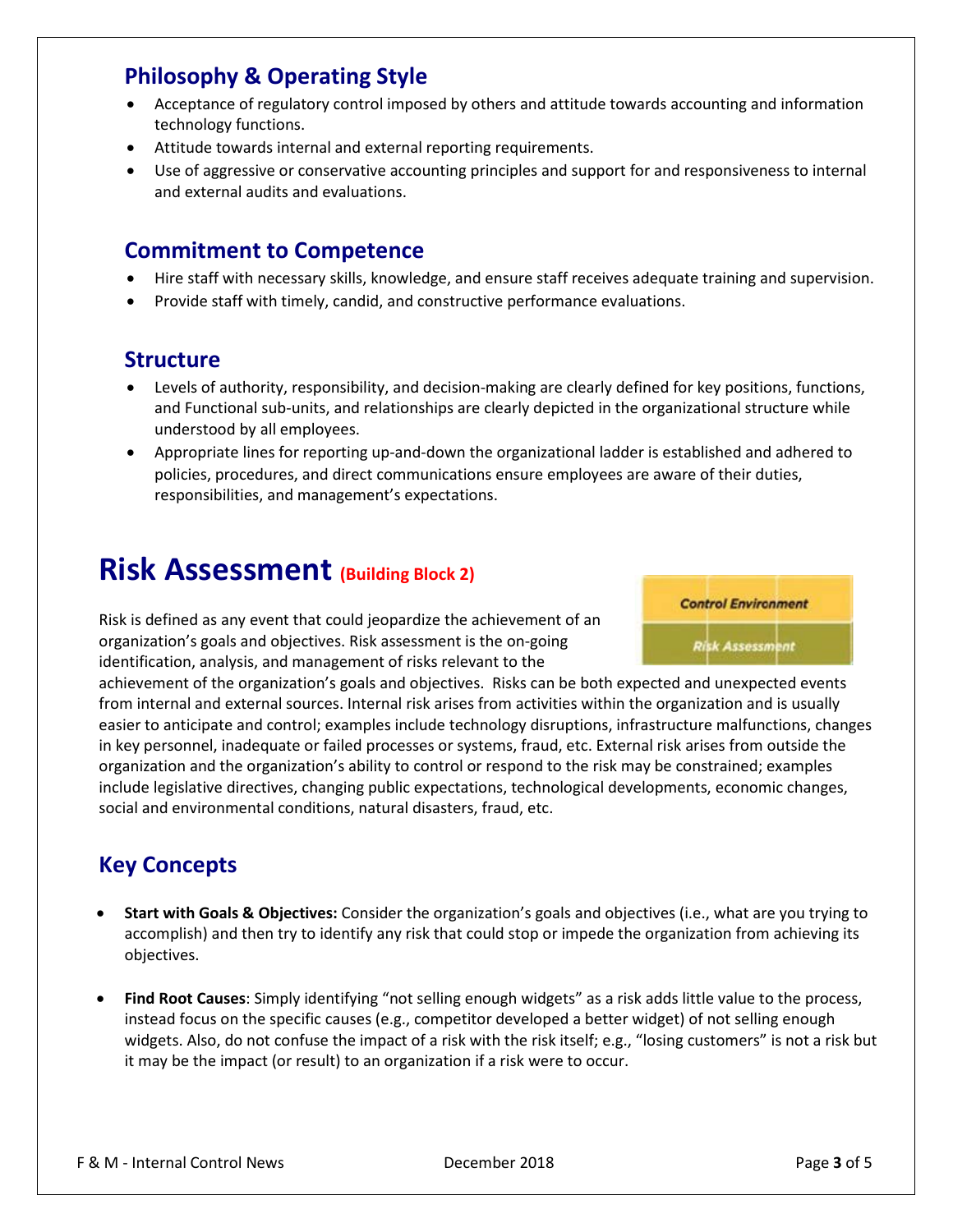## Philosophy & Operating Style

- Acceptance of regulatory control imposed by others and attitude towards accounting and information technology functions.
- Attitude towards internal and external reporting requirements.
- Use of aggressive or conservative accounting principles and support for and responsiveness to internal and external audits and evaluations.

## Commitment to Competence

- Hire staff with necessary skills, knowledge, and ensure staff receives adequate training and supervision.
- Provide staff with timely, candid, and constructive performance evaluations.

## Structure

- Levels of authority, responsibility, and decision-making are clearly defined for key positions, functions, and Functional sub-units, and relationships are clearly depicted in the organizational structure while understood by all employees.
- Appropriate lines for reporting up-and-down the organizational ladder is established and adhered to policies, procedures, and direct communications ensure employees are aware of their duties, responsibilities, and management's expectations.

# Risk Assessment (Building Block 2)

Control Environment

Risk Assessment

Risk is defined as any event that could jeopardize the achievement of an organization's goals and objectives. Risk assessment is the on-going identification, analysis, and management of risks relevant to the achievement of the organization's goals and objectives. Risks can be both expected and unexpected events from internal and external sources. Internal risk arises from activities within the organization and is usually easier to anticipate and control; examples include technology disruptions, infrastructure malfunctions, changes in key personnel, inadequate or failed processes or systems, fraud, etc. External risk arises from outside the organization and the organization's ability to control or respond to the risk may be constrained; examples include legislative directives, changing public expectations, technological developments, economic changes, social and environmental conditions, natural disasters, fraud, etc.

## Key Concepts

- **Start with Goals & Objectives:** Consider the organization's goals and objectives (i.e., what are you trying to accomplish) and then try to identify any risk that could stop or impede the organization from achieving its objectives.

- **Find Root Causes**: Simply identifying "not selling enough widgets" as a risk adds little value to the process, instead focus on the specific causes (e.g., competitor developed a better widget) of not selling enough widgets. Also, do not confuse the impact of a risk with the risk itself; e.g., "losing customers" is not a risk but it may be the impact (or result) to an organization if a risk were to occur.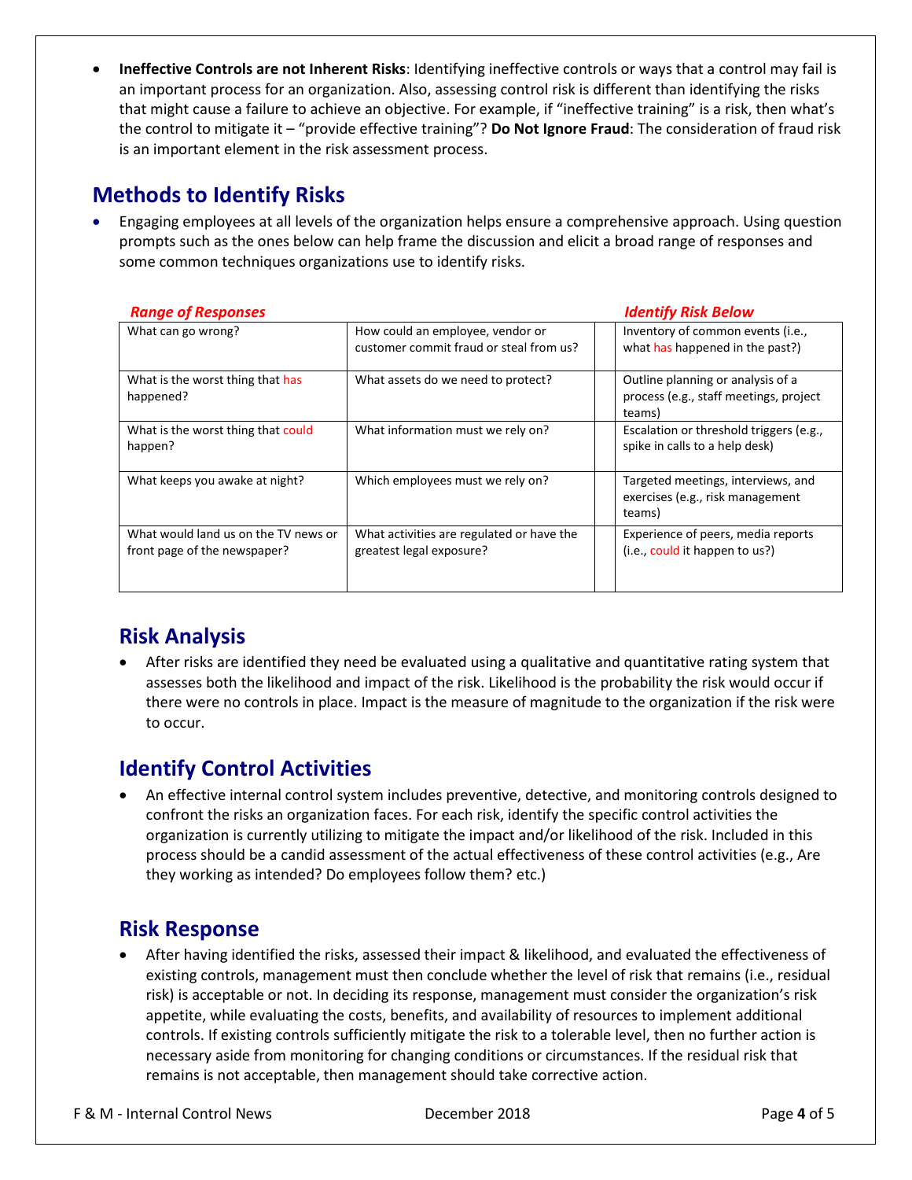- **Ineffective Controls are not Inherent Risks**: Identifying ineffective controls or ways that a control may fail is an important process for an organization. Also, assessing control risk is different than identifying the risks that might cause a failure to achieve an objective. For example, if "ineffective training" is a risk, then what's the control to mitigate it – "provide effective training"? **Do Not Ignore Fraud**: The consideration of fraud risk is an important element in the risk assessment process.

## Methods to Identify Risks

- Engaging employees at all levels of the organization helps ensure a comprehensive approach. Using question prompts such as the ones below can help frame the discussion and elicit a broad range of responses and some common techniques organizations use to identify risks.

| ***Range of Responses*** | | | ***Identify Risk Below*** |
|---|---|---|---|
| What can go wrong? | How could an employee, vendor or customer commit fraud or steal from us? | | Inventory of common events (i.e., what has happened in the past?) |
| What is the worst thing that has happened? | What assets do we need to protect? | | Outline planning or analysis of a process (e.g., staff meetings, project teams) |
| What is the worst thing that could happen? | What information must we rely on? | | Escalation or threshold triggers (e.g., spike in calls to a help desk) |
| What keeps you awake at night? | Which employees must we rely on? | | Targeted meetings, interviews, and exercises (e.g., risk management teams) |
| What would land us on the TV news or front page of the newspaper? | What activities are regulated or have the greatest legal exposure? | | Experience of peers, media reports (i.e., could it happen to us?) |

## Risk Analysis

- After risks are identified they need be evaluated using a qualitative and quantitative rating system that assesses both the likelihood and impact of the risk. Likelihood is the probability the risk would occur if there were no controls in place. Impact is the measure of magnitude to the organization if the risk were to occur.

## Identify Control Activities

- An effective internal control system includes preventive, detective, and monitoring controls designed to confront the risks an organization faces. For each risk, identify the specific control activities the organization is currently utilizing to mitigate the impact and/or likelihood of the risk. Included in this process should be a candid assessment of the actual effectiveness of these control activities (e.g., Are they working as intended? Do employees follow them? etc.)

## Risk Response

- After having identified the risks, assessed their impact & likelihood, and evaluated the effectiveness of existing controls, management must then conclude whether the level of risk that remains (i.e., residual risk) is acceptable or not. In deciding its response, management must consider the organization's risk appetite, while evaluating the costs, benefits, and availability of resources to implement additional controls. If existing controls sufficiently mitigate the risk to a tolerable level, then no further action is necessary aside from monitoring for changing conditions or circumstances. If the residual risk that remains is not acceptable, then management should take corrective action.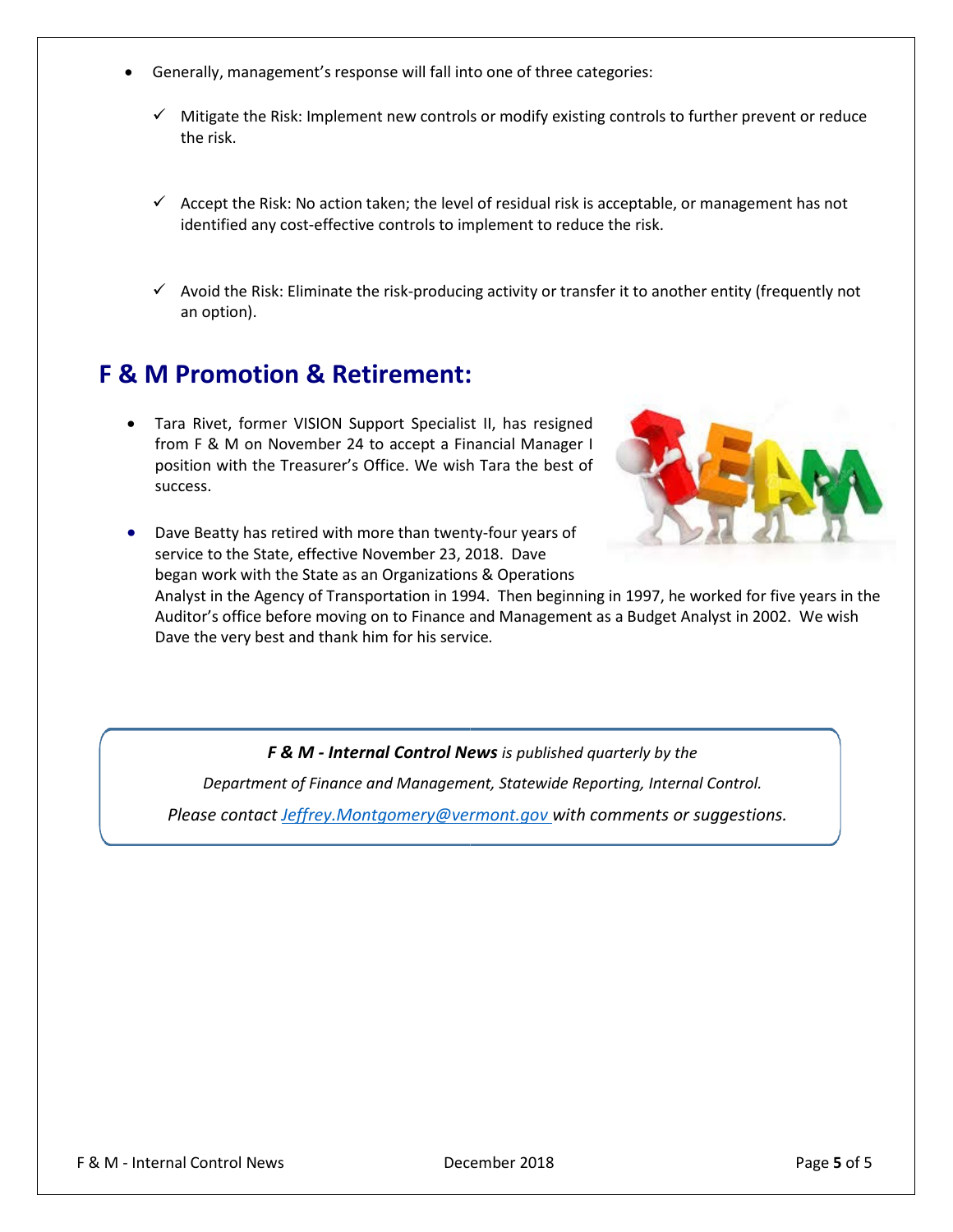- Generally, management's response will fall into one of three categories:
  - ✓ Mitigate the Risk: Implement new controls or modify existing controls to further prevent or reduce the risk.
  - ✓ Accept the Risk: No action taken; the level of residual risk is acceptable, or management has not identified any cost-effective controls to implement to reduce the risk.
  - ✓ Avoid the Risk: Eliminate the risk-producing activity or transfer it to another entity (frequently not an option).

## F & M Promotion & Retirement:

- Tara Rivet, former VISION Support Specialist II, has resigned from F & M on November 24 to accept a Financial Manager I position with the Treasurer's Office. We wish Tara the best of success.
- Dave Beatty has retired with more than twenty-four years of service to the State, effective November 23, 2018. Dave began work with the State as an Organizations & Operations Analyst in the Agency of Transportation in 1994. Then beginning in 1997, he worked for five years in the Auditor's office before moving on to Finance and Management as a Budget Analyst in 2002. We wish Dave the very best and thank him for his service.

***F & M - Internal Control News*** *is published quarterly by the*

*Department of Finance and Management, Statewide Reporting, Internal Control.*

*Please contact [Jeffrey.Montgomery@vermont.gov](mailto:Jeffrey.Montgomery@vermont.gov) with comments or suggestions.*